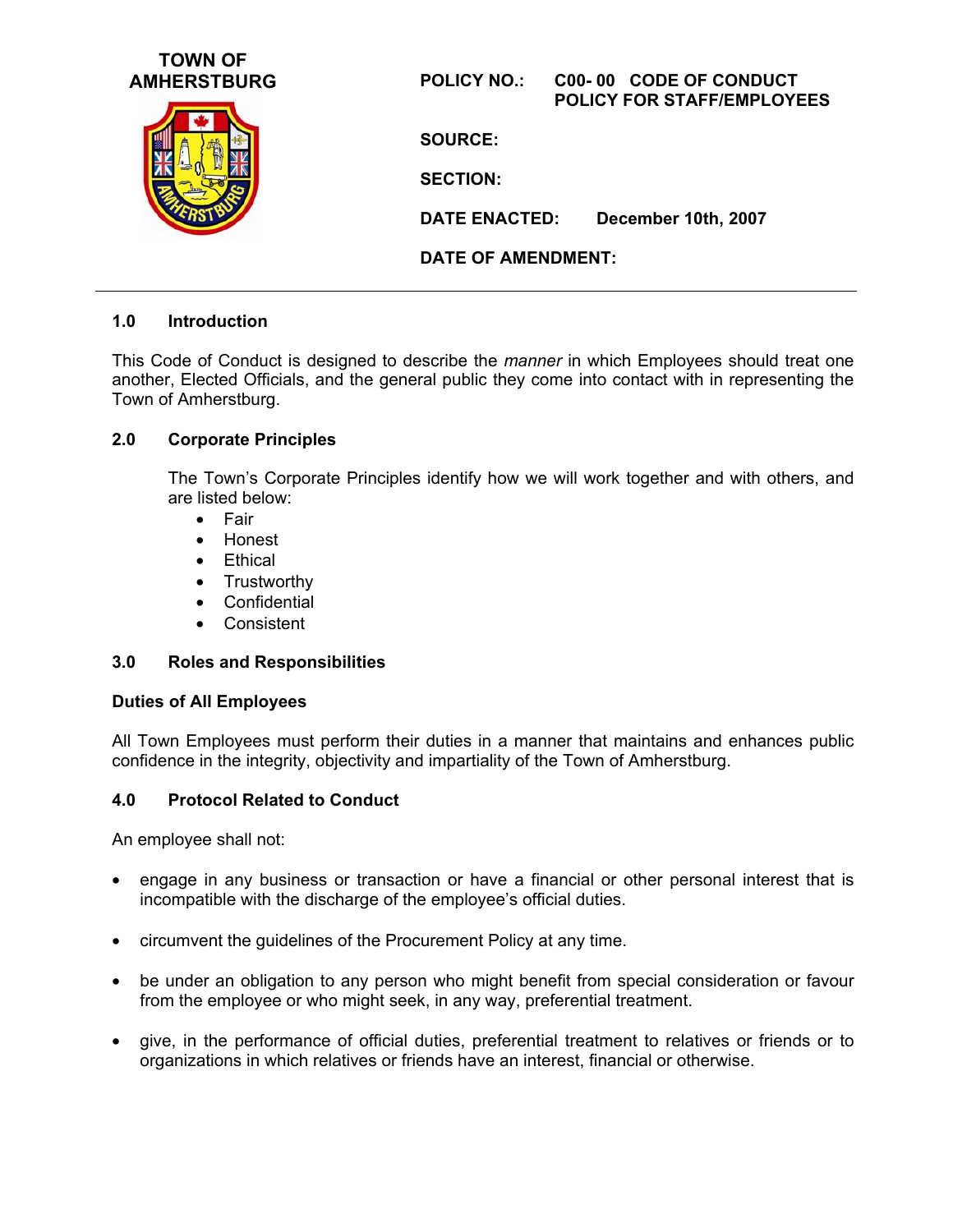**TOWN OF AMHERSTBURG**

**POLICY NO.:** C00- 00 CODE OF CONDUCT POLICY FOR STAFF/EMPLOYEES

**SOURCE:**

**SECTION:**

**DATE ENACTED:** December 10th, 2007

**DATE OF AMENDMENT:**

---

## 1.0 Introduction

This Code of Conduct is designed to describe the *manner* in which Employees should treat one another, Elected Officials, and the general public they come into contact with in representing the Town of Amherstburg.

## 2.0 Corporate Principles

The Town's Corporate Principles identify how we will work together and with others, and are listed below:

- Fair
- Honest
- Ethical
- Trustworthy
- Confidential
- Consistent

## 3.0 Roles and Responsibilities

### Duties of All Employees

All Town Employees must perform their duties in a manner that maintains and enhances public confidence in the integrity, objectivity and impartiality of the Town of Amherstburg.

## 4.0 Protocol Related to Conduct

An employee shall not:

- engage in any business or transaction or have a financial or other personal interest that is incompatible with the discharge of the employee's official duties.
- circumvent the guidelines of the Procurement Policy at any time.
- be under an obligation to any person who might benefit from special consideration or favour from the employee or who might seek, in any way, preferential treatment.
- give, in the performance of official duties, preferential treatment to relatives or friends or to organizations in which relatives or friends have an interest, financial or otherwise.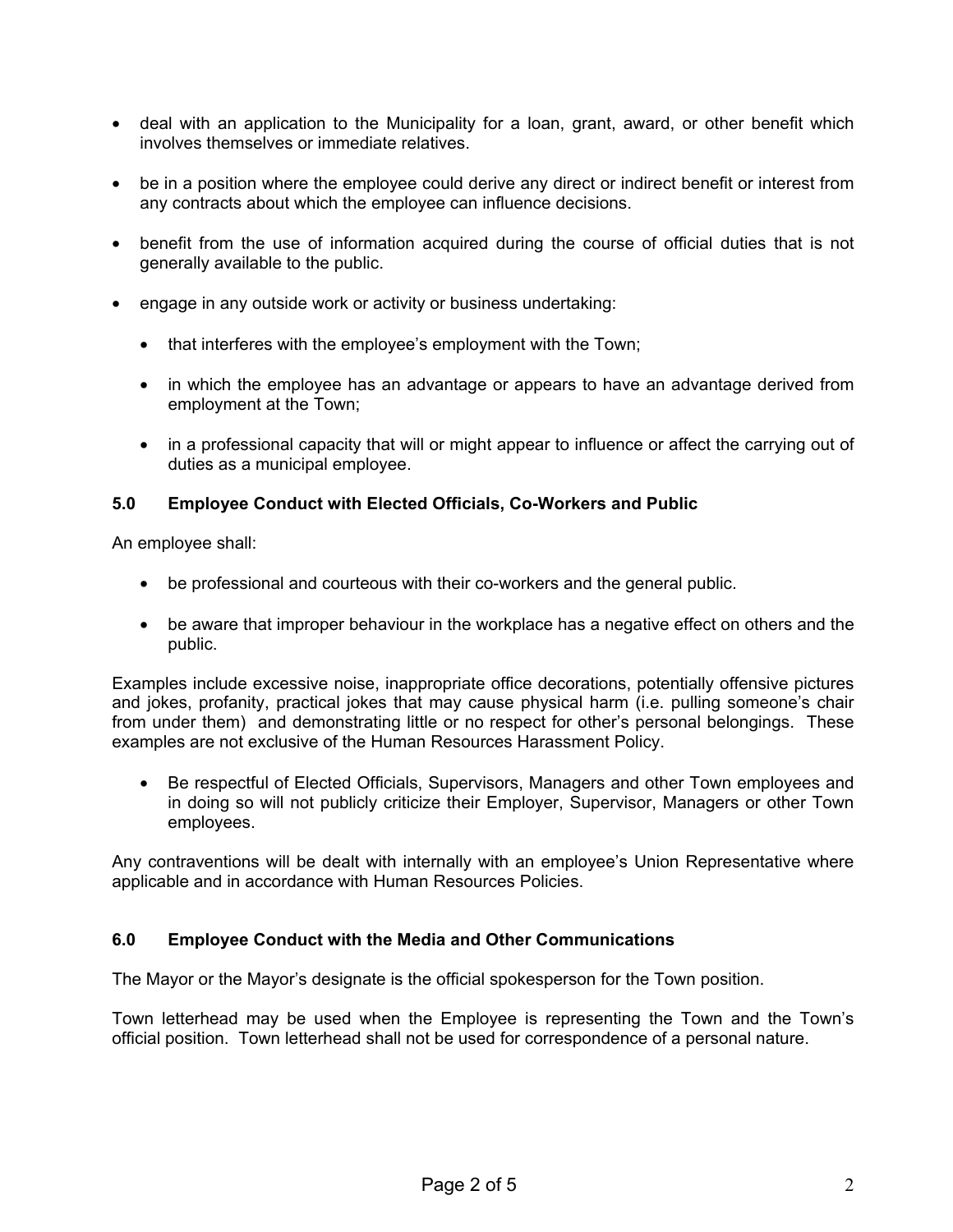- deal with an application to the Municipality for a loan, grant, award, or other benefit which involves themselves or immediate relatives.
- be in a position where the employee could derive any direct or indirect benefit or interest from any contracts about which the employee can influence decisions.
- benefit from the use of information acquired during the course of official duties that is not generally available to the public.
- engage in any outside work or activity or business undertaking:
  - that interferes with the employee's employment with the Town;
  - in which the employee has an advantage or appears to have an advantage derived from employment at the Town;
  - in a professional capacity that will or might appear to influence or affect the carrying out of duties as a municipal employee.

### 5.0 Employee Conduct with Elected Officials, Co-Workers and Public

An employee shall:

- be professional and courteous with their co-workers and the general public.
- be aware that improper behaviour in the workplace has a negative effect on others and the public.

Examples include excessive noise, inappropriate office decorations, potentially offensive pictures and jokes, profanity, practical jokes that may cause physical harm (i.e. pulling someone's chair from under them) and demonstrating little or no respect for other's personal belongings. These examples are not exclusive of the Human Resources Harassment Policy.

- Be respectful of Elected Officials, Supervisors, Managers and other Town employees and in doing so will not publicly criticize their Employer, Supervisor, Managers or other Town employees.

Any contraventions will be dealt with internally with an employee's Union Representative where applicable and in accordance with Human Resources Policies.

### 6.0 Employee Conduct with the Media and Other Communications

The Mayor or the Mayor's designate is the official spokesperson for the Town position.

Town letterhead may be used when the Employee is representing the Town and the Town's official position. Town letterhead shall not be used for correspondence of a personal nature.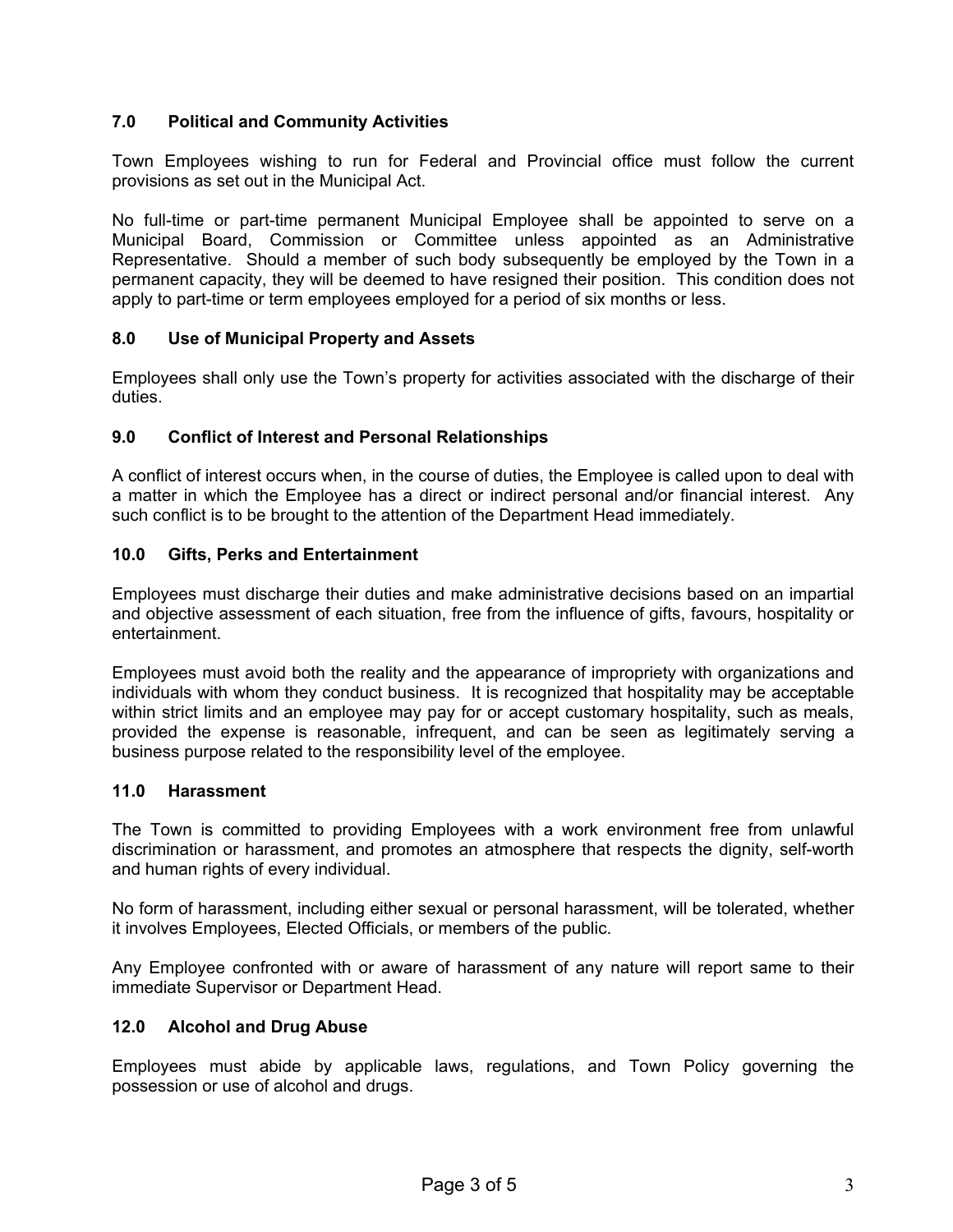## 7.0 Political and Community Activities

Town Employees wishing to run for Federal and Provincial office must follow the current provisions as set out in the Municipal Act.

No full-time or part-time permanent Municipal Employee shall be appointed to serve on a Municipal Board, Commission or Committee unless appointed as an Administrative Representative. Should a member of such body subsequently be employed by the Town in a permanent capacity, they will be deemed to have resigned their position. This condition does not apply to part-time or term employees employed for a period of six months or less.

## 8.0 Use of Municipal Property and Assets

Employees shall only use the Town's property for activities associated with the discharge of their duties.

## 9.0 Conflict of Interest and Personal Relationships

A conflict of interest occurs when, in the course of duties, the Employee is called upon to deal with a matter in which the Employee has a direct or indirect personal and/or financial interest. Any such conflict is to be brought to the attention of the Department Head immediately.

## 10.0 Gifts, Perks and Entertainment

Employees must discharge their duties and make administrative decisions based on an impartial and objective assessment of each situation, free from the influence of gifts, favours, hospitality or entertainment.

Employees must avoid both the reality and the appearance of impropriety with organizations and individuals with whom they conduct business. It is recognized that hospitality may be acceptable within strict limits and an employee may pay for or accept customary hospitality, such as meals, provided the expense is reasonable, infrequent, and can be seen as legitimately serving a business purpose related to the responsibility level of the employee.

## 11.0 Harassment

The Town is committed to providing Employees with a work environment free from unlawful discrimination or harassment, and promotes an atmosphere that respects the dignity, self-worth and human rights of every individual.

No form of harassment, including either sexual or personal harassment, will be tolerated, whether it involves Employees, Elected Officials, or members of the public.

Any Employee confronted with or aware of harassment of any nature will report same to their immediate Supervisor or Department Head.

## 12.0 Alcohol and Drug Abuse

Employees must abide by applicable laws, regulations, and Town Policy governing the possession or use of alcohol and drugs.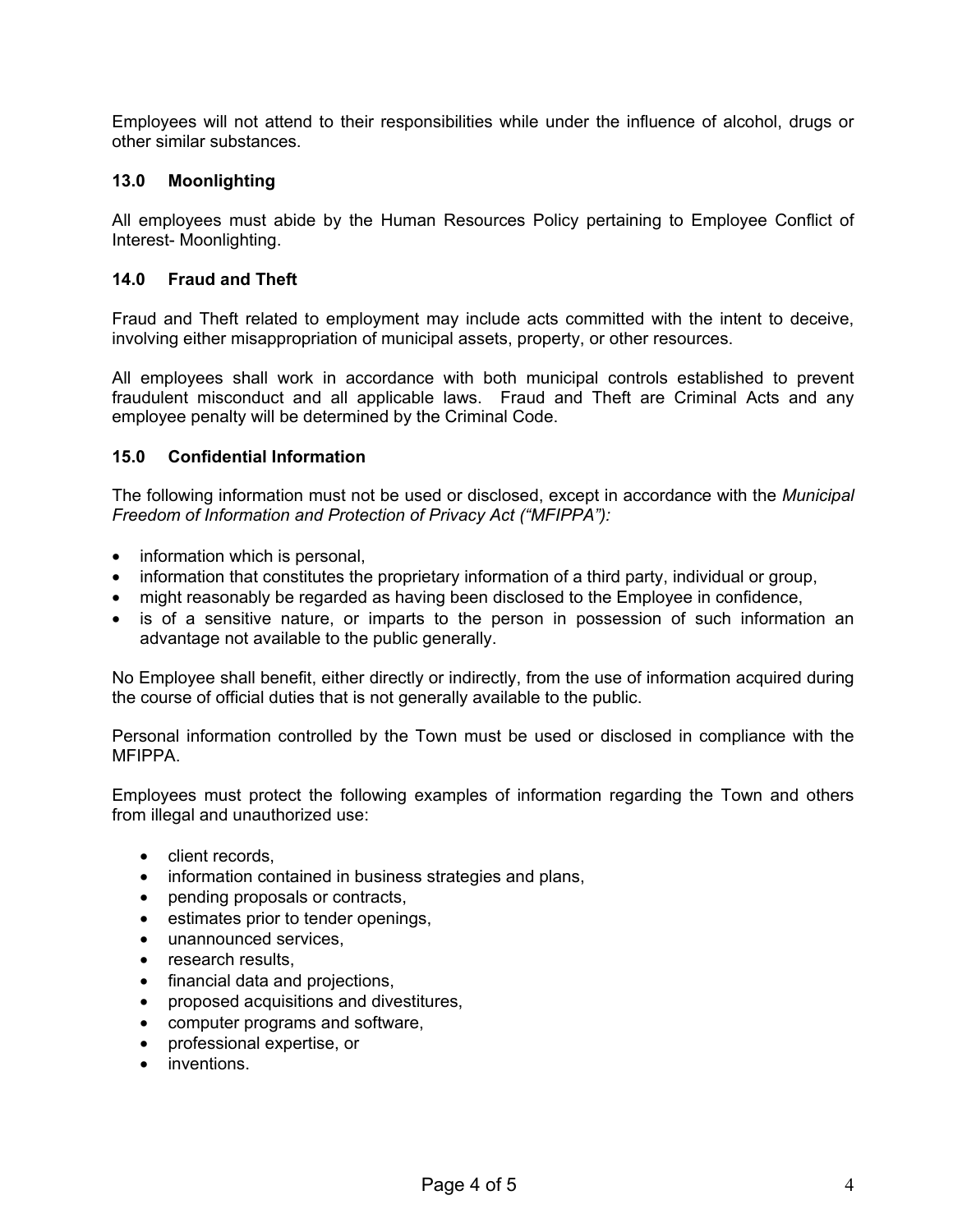Employees will not attend to their responsibilities while under the influence of alcohol, drugs or other similar substances.

### 13.0 Moonlighting

All employees must abide by the Human Resources Policy pertaining to Employee Conflict of Interest- Moonlighting.

### 14.0 Fraud and Theft

Fraud and Theft related to employment may include acts committed with the intent to deceive, involving either misappropriation of municipal assets, property, or other resources.

All employees shall work in accordance with both municipal controls established to prevent fraudulent misconduct and all applicable laws. Fraud and Theft are Criminal Acts and any employee penalty will be determined by the Criminal Code.

### 15.0 Confidential Information

The following information must not be used or disclosed, except in accordance with the *Municipal Freedom of Information and Protection of Privacy Act ("MFIPPA"):*

- information which is personal,
- information that constitutes the proprietary information of a third party, individual or group,
- might reasonably be regarded as having been disclosed to the Employee in confidence,
- is of a sensitive nature, or imparts to the person in possession of such information an advantage not available to the public generally.

No Employee shall benefit, either directly or indirectly, from the use of information acquired during the course of official duties that is not generally available to the public.

Personal information controlled by the Town must be used or disclosed in compliance with the MFIPPA.

Employees must protect the following examples of information regarding the Town and others from illegal and unauthorized use:

- client records,
- information contained in business strategies and plans,
- pending proposals or contracts,
- estimates prior to tender openings,
- unannounced services,
- research results,
- financial data and projections,
- proposed acquisitions and divestitures,
- computer programs and software,
- professional expertise, or
- inventions.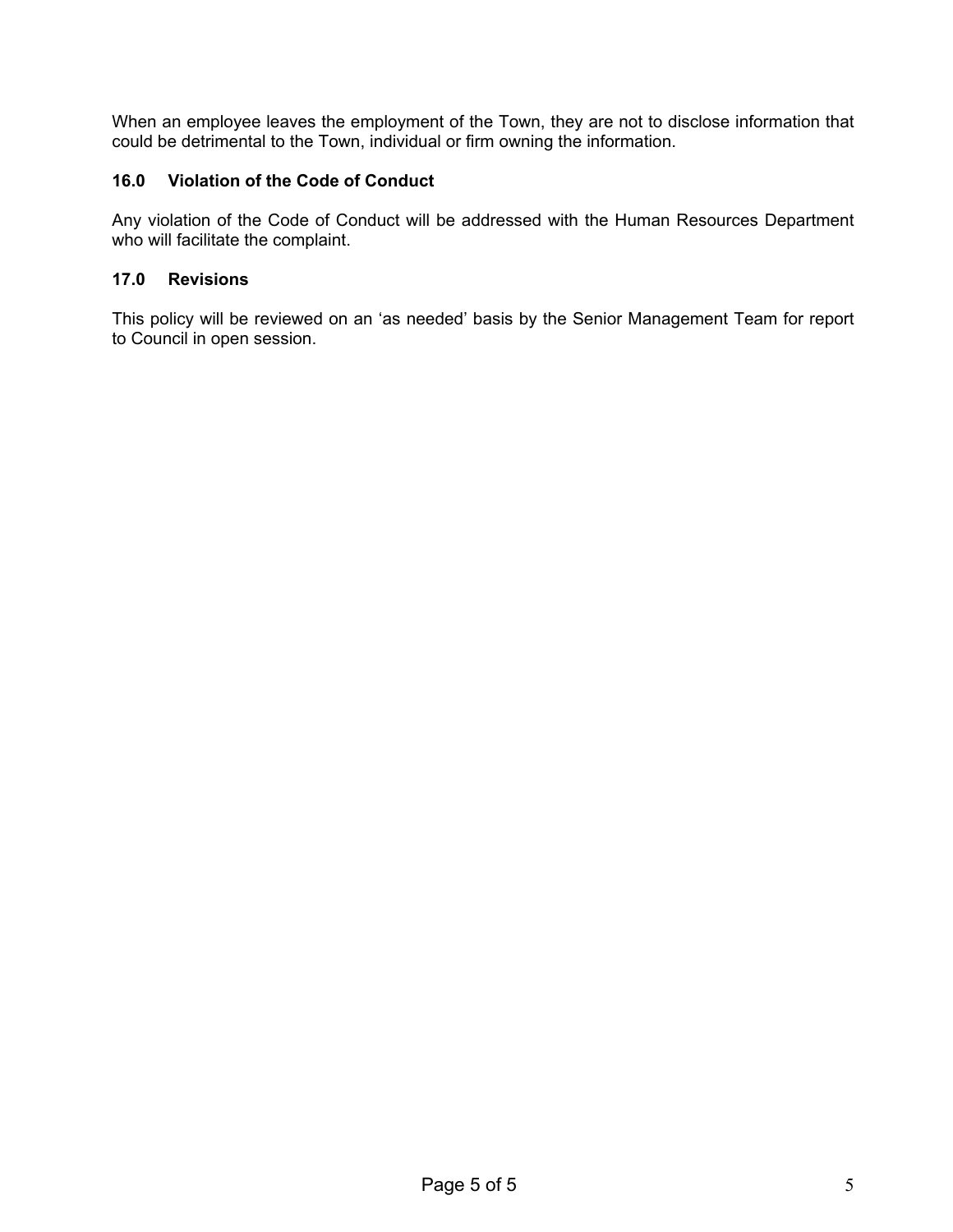When an employee leaves the employment of the Town, they are not to disclose information that could be detrimental to the Town, individual or firm owning the information.

### 16.0 Violation of the Code of Conduct

Any violation of the Code of Conduct will be addressed with the Human Resources Department who will facilitate the complaint.

### 17.0 Revisions

This policy will be reviewed on an 'as needed' basis by the Senior Management Team for report to Council in open session.